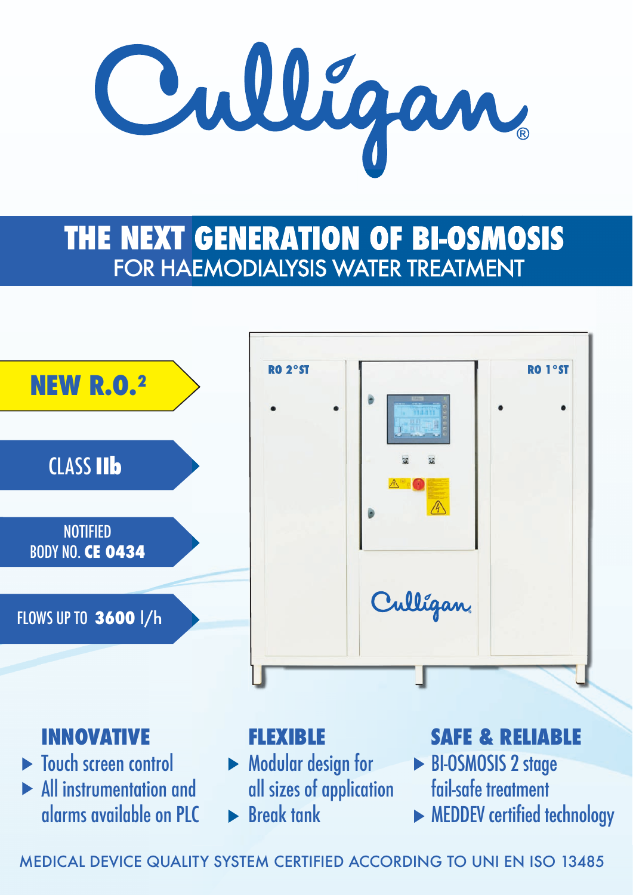Culligan®

# THE NEXT GENERATION OF BI-OSMOSIS
## FOR HAEMODIALYSIS WATER TREATMENT

**NEW R.O.²**

CLASS **IIb**

NOTIFIED BODY NO. **CE 0434**

FLOWS UP TO **3600** l/h

RO 2°ST

RO 1°ST

Culligan

### INNOVATIVE

- Touch screen control
- All instrumentation and alarms available on PLC

### FLEXIBLE

- Modular design for all sizes of application
- Break tank

### SAFE & RELIABLE

- BI-OSMOSIS 2 stage fail-safe treatment
- MEDDEV certified technology

MEDICAL DEVICE QUALITY SYSTEM CERTIFIED ACCORDING TO UNI EN ISO 13485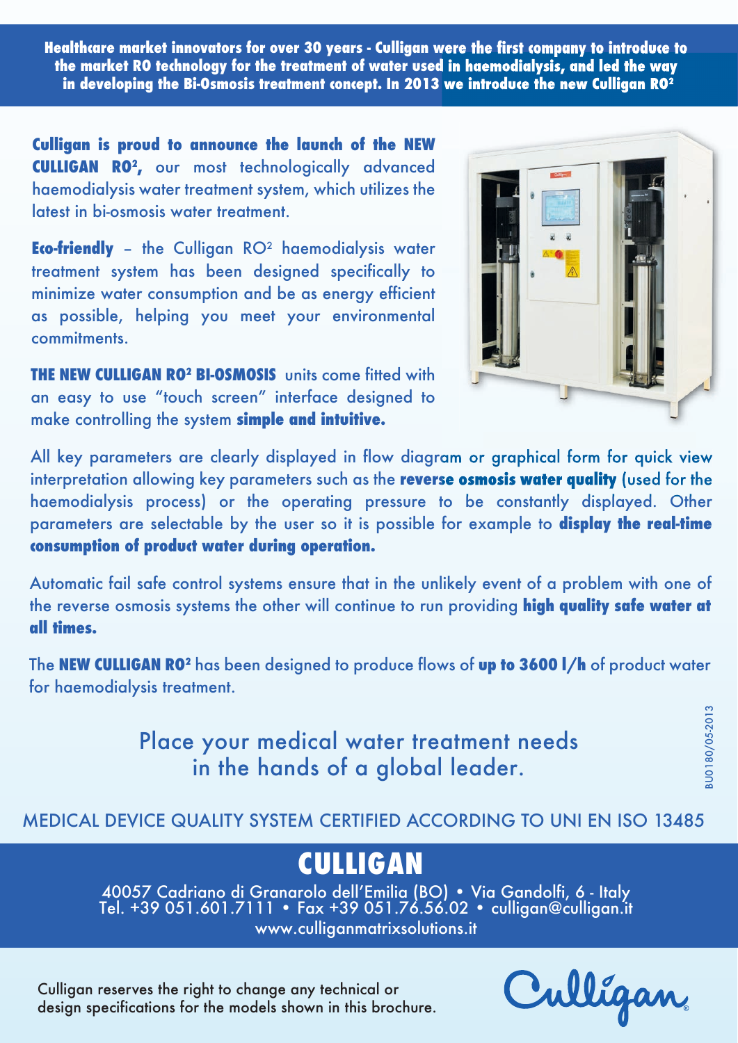**Healthcare market innovators for over 30 years - Culligan were the first company to introduce to the market RO technology for the treatment of water used in haemodialysis, and led the way in developing the Bi-Osmosis treatment concept. In 2013 we introduce the new Culligan RO²**

**Culligan is proud to announce the launch of the NEW CULLIGAN RO²,** our most technologically advanced haemodialysis water treatment system, which utilizes the latest in bi-osmosis water treatment.

**Eco-friendly** – the Culligan RO² haemodialysis water treatment system has been designed specifically to minimize water consumption and be as energy efficient as possible, helping you meet your environmental commitments.

**THE NEW CULLIGAN RO² BI-OSMOSIS** units come fitted with an easy to use "touch screen" interface designed to make controlling the system **simple and intuitive.**

All key parameters are clearly displayed in flow diagram or graphical form for quick view interpretation allowing key parameters such as the **reverse osmosis water quality** (used for the haemodialysis process) or the operating pressure to be constantly displayed. Other parameters are selectable by the user so it is possible for example to **display the real-time consumption of product water during operation.**

Automatic fail safe control systems ensure that in the unlikely event of a problem with one of the reverse osmosis systems the other will continue to run providing **high quality safe water at all times.**

The **NEW CULLIGAN RO²** has been designed to produce flows of **up to 3600 l/h** of product water for haemodialysis treatment.

Place your medical water treatment needs in the hands of a global leader.

BU0180/05-2013

MEDICAL DEVICE QUALITY SYSTEM CERTIFIED ACCORDING TO UNI EN ISO 13485

## CULLIGAN

40057 Cadriano di Granarolo dell'Emilia (BO) • Via Gandolfi, 6 - Italy
Tel. +39 051.601.7111 • Fax +39 051.76.56.02 • culligan@culligan.it
www.culliganmatrixsolutions.it

Culligan reserves the right to change any technical or design specifications for the models shown in this brochure.

Culligan